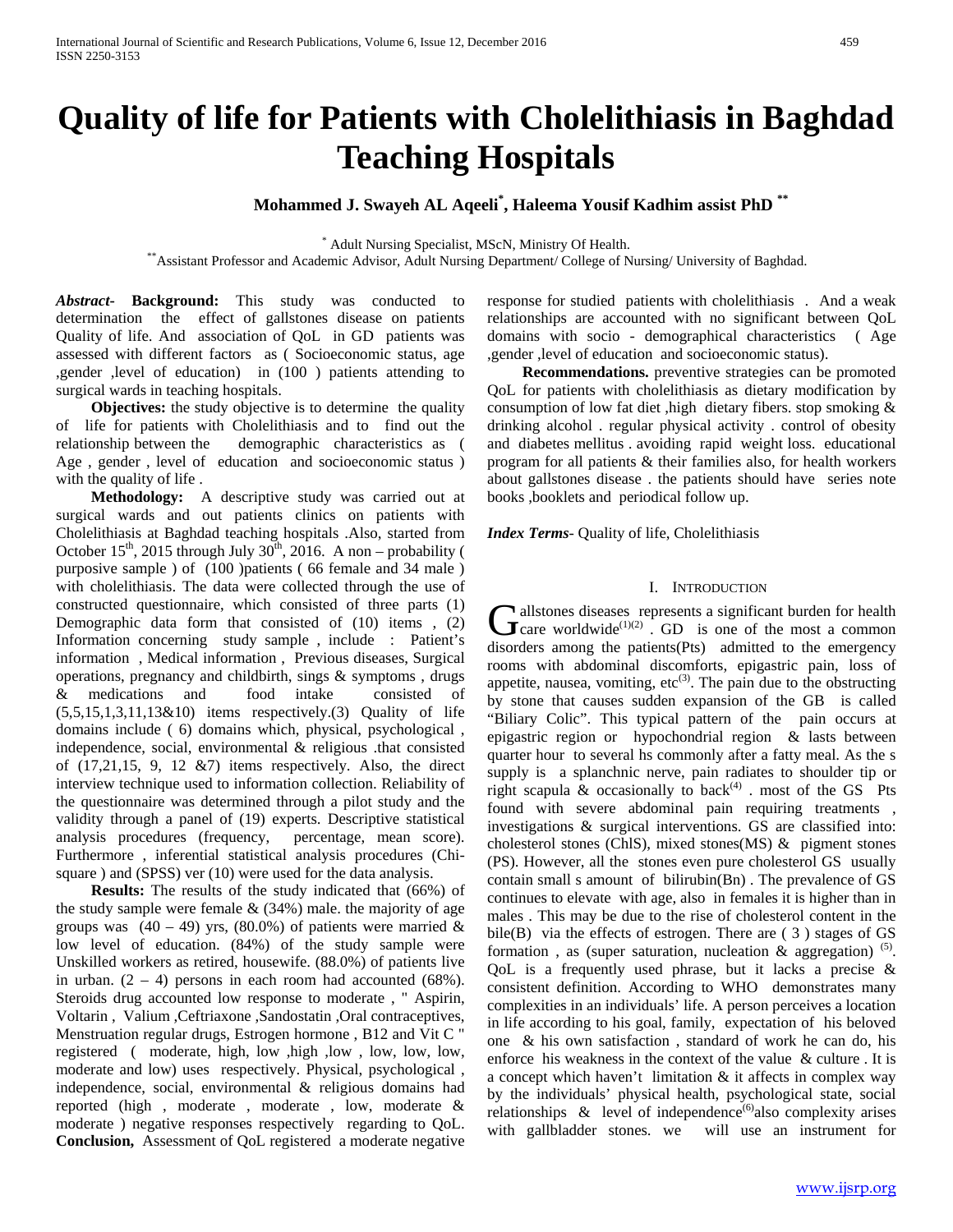# Quality of life for Patients with Cholelithiasis in Baghdad Teaching Hospitals

**Mohammed J. Swayeh AL Aqeeli*, Haleema Yousif Kadhim assist PhD ****

\* Adult Nursing Specialist, MScN, Ministry Of Health.
\*\*Assistant Professor and Academic Advisor, Adult Nursing Department/ College of Nursing/ University of Baghdad.

***Abstract*- Background:** This study was conducted to determination the effect of gallstones disease on patients Quality of life. And association of QoL in GD patients was assessed with different factors as ( Socioeconomic status, age ,gender ,level of education) in (100 ) patients attending to surgical wards in teaching hospitals.

**Objectives:** the study objective is to determine the quality of life for patients with Cholelithiasis and to find out the relationship between the demographic characteristics as ( Age , gender , level of education and socioeconomic status ) with the quality of life .

**Methodology:** A descriptive study was carried out at surgical wards and out patients clinics on patients with Cholelithiasis at Baghdad teaching hospitals .Also, started from October 15th, 2015 through July 30th, 2016. A non – probability ( purposive sample ) of (100 )patients ( 66 female and 34 male ) with cholelithiasis. The data were collected through the use of constructed questionnaire, which consisted of three parts (1) Demographic data form that consisted of (10) items , (2) Information concerning study sample , include : Patient's information , Medical information , Previous diseases, Surgical operations, pregnancy and childbirth, sings & symptoms , drugs & medications and food intake consisted of (5,5,15,1,3,11,13&10) items respectively.(3) Quality of life domains include ( 6) domains which, physical, psychological , independence, social, environmental & religious .that consisted of (17,21,15, 9, 12 &7) items respectively. Also, the direct interview technique used to information collection. Reliability of the questionnaire was determined through a pilot study and the validity through a panel of (19) experts. Descriptive statistical analysis procedures (frequency, percentage, mean score). Furthermore , inferential statistical analysis procedures (Chi-square ) and (SPSS) ver (10) were used for the data analysis.

**Results:** The results of the study indicated that (66%) of the study sample were female & (34%) male. the majority of age groups was (40 – 49) yrs, (80.0%) of patients were married & low level of education. (84%) of the study sample were Unskilled workers as retired, housewife. (88.0%) of patients live in urban. (2 – 4) persons in each room had accounted (68%). Steroids drug accounted low response to moderate , " Aspirin, Voltarin , Valium ,Ceftriaxone ,Sandostatin ,Oral contraceptives, Menstruation regular drugs, Estrogen hormone , B12 and Vit C " registered ( moderate, high, low ,high ,low , low, low, low, moderate and low) uses respectively. Physical, psychological , independence, social, environmental & religious domains had reported (high , moderate , moderate , low, moderate & moderate ) negative responses respectively regarding to QoL. **Conclusion,** Assessment of QoL registered a moderate negative response for studied patients with cholelithiasis . And a weak relationships are accounted with no significant between QoL domains with socio - demographical characteristics ( Age ,gender ,level of education and socioeconomic status).

**Recommendations.** preventive strategies can be promoted QoL for patients with cholelithiasis as dietary modification by consumption of low fat diet ,high dietary fibers. stop smoking & drinking alcohol . regular physical activity . control of obesity and diabetes mellitus . avoiding rapid weight loss. educational program for all patients & their families also, for health workers about gallstones disease . the patients should have series note books ,booklets and periodical follow up.

***Index Terms*-** Quality of life, Cholelithiasis

## I. Introduction

Gallstones diseases represents a significant burden for health care worldwide[(1)(2)] . GD is one of the most a common disorders among the patients(Pts) admitted to the emergency rooms with abdominal discomforts, epigastric pain, loss of appetite, nausea, vomiting, etc[(3)]. The pain due to the obstructing by stone that causes sudden expansion of the GB is called "Biliary Colic". This typical pattern of the pain occurs at epigastric region or hypochondrial region & lasts between quarter hour to several hs commonly after a fatty meal. As the s supply is a splanchnic nerve, pain radiates to shoulder tip or right scapula & occasionally to back[(4)] . most of the GS Pts found with severe abdominal pain requiring treatments , investigations & surgical interventions. GS are classified into: cholesterol stones (ChlS), mixed stones(MS) & pigment stones (PS). However, all the stones even pure cholesterol GS usually contain small s amount of bilirubin(Bn) . The prevalence of GS continues to elevate with age, also in females it is higher than in males . This may be due to the rise of cholesterol content in the bile(B) via the effects of estrogen. There are ( 3 ) stages of GS formation , as (super saturation, nucleation & aggregation) [(5)]. QoL is a frequently used phrase, but it lacks a precise & consistent definition. According to WHO demonstrates many complexities in an individuals' life. A person perceives a location in life according to his goal, family, expectation of his beloved one & his own satisfaction , standard of work he can do, his enforce his weakness in the context of the value & culture . It is a concept which haven't limitation & it affects in complex way by the individuals' physical health, psychological state, social relationships & level of independence[(6)]also complexity arises with gallbladder stones. we will use an instrument for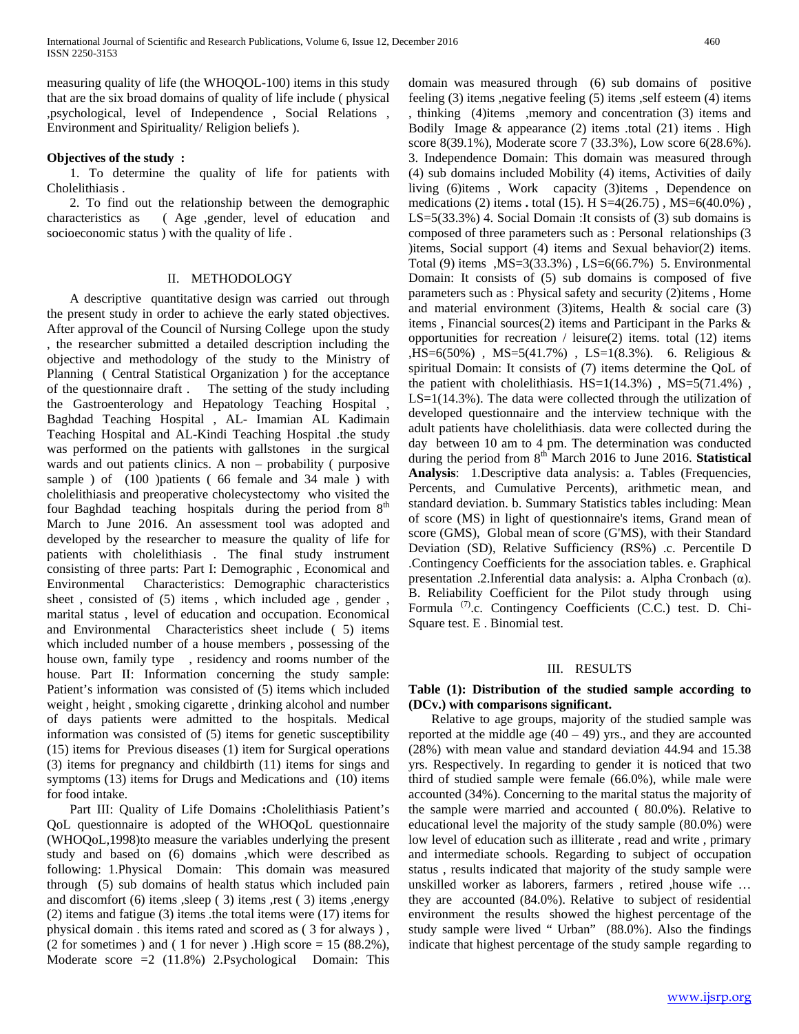measuring quality of life (the WHOQOL-100) items in this study that are the six broad domains of quality of life include ( physical ,psychological, level of Independence , Social Relations , Environment and Spirituality/ Religion beliefs ).

**Objectives of the study :**

1. To determine the quality of life for patients with Cholelithiasis .
2. To find out the relationship between the demographic characteristics as ( Age ,gender, level of education and socioeconomic status ) with the quality of life .

## II. METHODOLOGY

A descriptive quantitative design was carried out through the present study in order to achieve the early stated objectives. After approval of the Council of Nursing College upon the study , the researcher submitted a detailed description including the objective and methodology of the study to the Ministry of Planning ( Central Statistical Organization ) for the acceptance of the questionnaire draft . The setting of the study including the Gastroenterology and Hepatology Teaching Hospital , Baghdad Teaching Hospital , AL- Imamian AL Kadimain Teaching Hospital and AL-Kindi Teaching Hospital .the study was performed on the patients with gallstones in the surgical wards and out patients clinics. A non – probability ( purposive sample ) of (100 )patients ( 66 female and 34 male ) with cholelithiasis and preoperative cholecystectomy who visited the four Baghdad teaching hospitals during the period from 8th March to June 2016. An assessment tool was adopted and developed by the researcher to measure the quality of life for patients with cholelithiasis . The final study instrument consisting of three parts: Part I: Demographic , Economical and Environmental Characteristics: Demographic characteristics sheet , consisted of (5) items , which included age , gender , marital status , level of education and occupation. Economical and Environmental Characteristics sheet include ( 5) items which included number of a house members , possessing of the house own, family type , residency and rooms number of the house. Part II: Information concerning the study sample: Patient's information was consisted of (5) items which included weight , height , smoking cigarette , drinking alcohol and number of days patients were admitted to the hospitals. Medical information was consisted of (5) items for genetic susceptibility (15) items for Previous diseases (1) item for Surgical operations (3) items for pregnancy and childbirth (11) items for sings and symptoms (13) items for Drugs and Medications and (10) items for food intake.

Part III: Quality of Life Domains **:**Cholelithiasis Patient's QoL questionnaire is adopted of the WHOQoL questionnaire (WHOQoL,1998)to measure the variables underlying the present study and based on (6) domains ,which were described as following: 1.Physical Domain: This domain was measured through (5) sub domains of health status which included pain and discomfort (6) items ,sleep ( 3) items ,rest ( 3) items ,energy (2) items and fatigue (3) items .the total items were (17) items for physical domain . this items rated and scored as ( 3 for always ) , (2 for sometimes ) and ( 1 for never ) .High score = 15 (88.2%), Moderate score =2 (11.8%) 2.Psychological Domain: This domain was measured through (6) sub domains of positive feeling (3) items ,negative feeling (5) items ,self esteem (4) items , thinking (4)items ,memory and concentration (3) items and Bodily Image & appearance (2) items .total (21) items . High score 8(39.1%), Moderate score 7 (33.3%), Low score 6(28.6%). 3. Independence Domain: This domain was measured through (4) sub domains included Mobility (4) items, Activities of daily living (6)items , Work capacity (3)items , Dependence on medications (2) items **.** total (15). H S=4(26.75) , MS=6(40.0%) , LS=5(33.3%) 4. Social Domain :It consists of (3) sub domains is composed of three parameters such as : Personal relationships (3 )items, Social support (4) items and Sexual behavior(2) items. Total (9) items ,MS=3(33.3%) , LS=6(66.7%) 5. Environmental Domain: It consists of (5) sub domains is composed of five parameters such as : Physical safety and security (2)items , Home and material environment (3)items, Health & social care (3) items , Financial sources(2) items and Participant in the Parks & opportunities for recreation / leisure(2) items. total (12) items ,HS=6(50%) , MS=5(41.7%) , LS=1(8.3%). 6. Religious & spiritual Domain: It consists of (7) items determine the QoL of the patient with cholelithiasis. HS=1(14.3%) , MS=5(71.4%) , LS=1(14.3%). The data were collected through the utilization of developed questionnaire and the interview technique with the adult patients have cholelithiasis. data were collected during the day between 10 am to 4 pm. The determination was conducted during the period from 8th March 2016 to June 2016. **Statistical Analysis**: 1.Descriptive data analysis: a. Tables (Frequencies, Percents, and Cumulative Percents), arithmetic mean, and standard deviation. b. Summary Statistics tables including: Mean of score (MS) in light of questionnaire's items, Grand mean of score (GMS), Global mean of score (G'MS), with their Standard Deviation (SD), Relative Sufficiency (RS%) .c. Percentile D .Contingency Coefficients for the association tables. e. Graphical presentation .2.Inferential data analysis: a. Alpha Cronbach (α). B. Reliability Coefficient for the Pilot study through using Formula [7].c. Contingency Coefficients (C.C.) test. D. Chi-Square test. E . Binomial test.

## III. RESULTS

**Table (1): Distribution of the studied sample according to (DCv.) with comparisons significant.**

Relative to age groups, majority of the studied sample was reported at the middle age (40 – 49) yrs., and they are accounted (28%) with mean value and standard deviation 44.94 and 15.38 yrs. Respectively. In regarding to gender it is noticed that two third of studied sample were female (66.0%), while male were accounted (34%). Concerning to the marital status the majority of the sample were married and accounted ( 80.0%). Relative to educational level the majority of the study sample (80.0%) were low level of education such as illiterate , read and write , primary and intermediate schools. Regarding to subject of occupation status , results indicated that majority of the study sample were unskilled worker as laborers, farmers , retired ,house wife … they are accounted (84.0%). Relative to subject of residential environment the results showed the highest percentage of the study sample were lived " Urban" (88.0%). Also the findings indicate that highest percentage of the study sample regarding to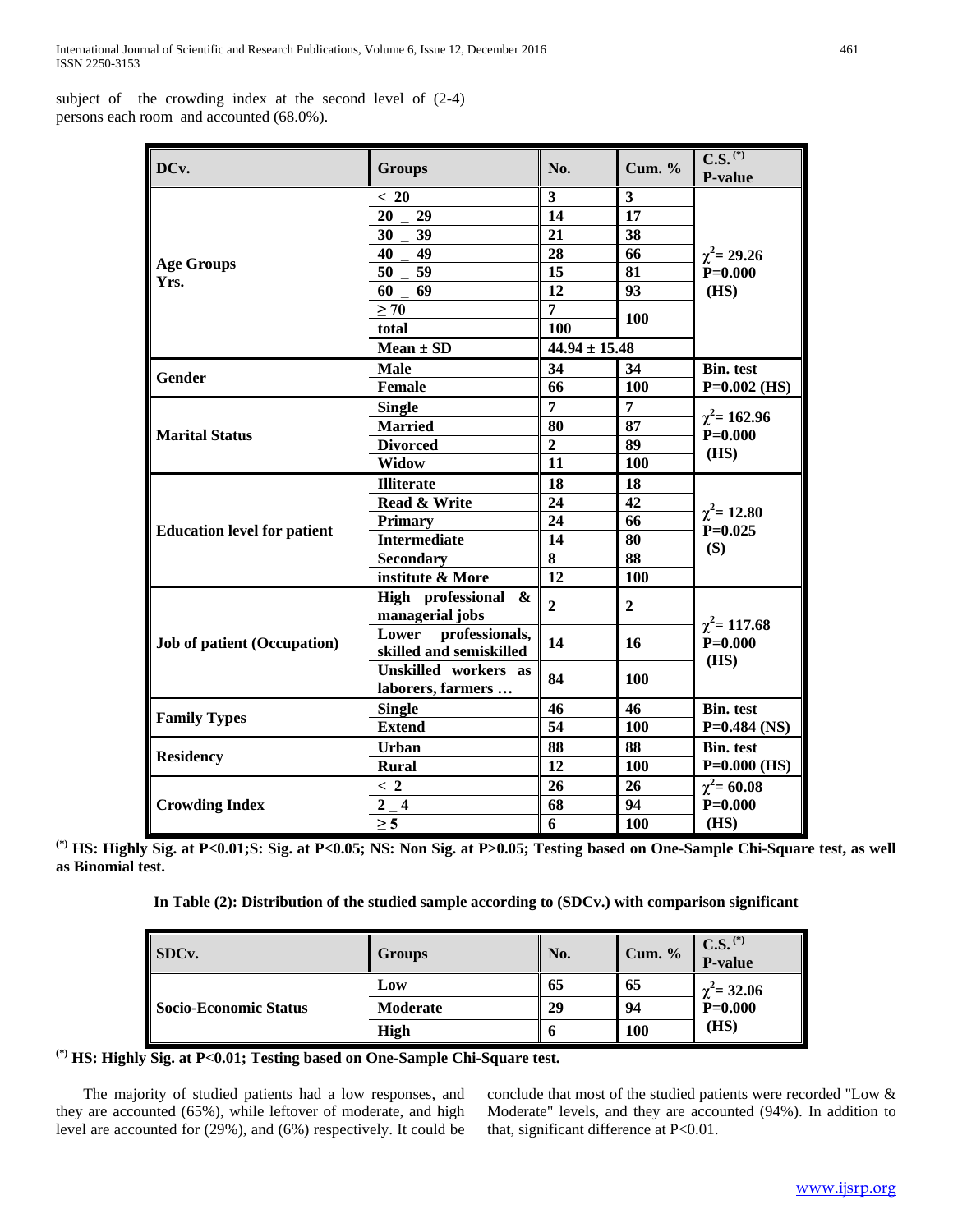subject of the crowding index at the second level of (2-4) persons each room and accounted (68.0%).

| DCv. | Groups | No. | Cum. % | C.S. (*) P-value |
|---|---|---|---|---|
| Age Groups Yrs. | < 20 | 3 | 3 | $\chi^2$= 29.26 P=0.000 (HS) |
| | 20 _ 29 | 14 | 17 | |
| | 30 _ 39 | 21 | 38 | |
| | 40 _ 49 | 28 | 66 | |
| | 50 _ 59 | 15 | 81 | |
| | 60 _ 69 | 12 | 93 | |
| | ≥ 70 | 7 | 100 | |
| | total | 100 | | |
| | Mean ± SD | 44.94 ± 15.48 | | |
| Gender | Male | 34 | 34 | Bin. test P=0.002 (HS) |
| | Female | 66 | 100 | |
| Marital Status | Single | 7 | 7 | $\chi^2$= 162.96 P=0.000 (HS) |
| | Married | 80 | 87 | |
| | Divorced | 2 | 89 | |
| | Widow | 11 | 100 | |
| Education level for patient | Illiterate | 18 | 18 | $\chi^2$= 12.80 P=0.025 (S) |
| | Read & Write | 24 | 42 | |
| | Primary | 24 | 66 | |
| | Intermediate | 14 | 80 | |
| | Secondary | 8 | 88 | |
| | institute & More | 12 | 100 | |
| Job of patient (Occupation) | High professional & managerial jobs | 2 | 2 | $\chi^2$= 117.68 P=0.000 (HS) |
| | Lower professionals, skilled and semiskilled | 14 | 16 | |
| | Unskilled workers as laborers, farmers … | 84 | 100 | |
| Family Types | Single | 46 | 46 | Bin. test P=0.484 (NS) |
| | Extend | 54 | 100 | |
| Residency | Urban | 88 | 88 | Bin. test P=0.000 (HS) |
| | Rural | 12 | 100 | |
| Crowding Index | < 2 | 26 | 26 | $\chi^2$= 60.08 P=0.000 (HS) |
| | 2 _ 4 | 68 | 94 | |
| | ≥ 5 | 6 | 100 | |

**(*) HS: Highly Sig. at P<0.01;S: Sig. at P<0.05; NS: Non Sig. at P>0.05; Testing based on One-Sample Chi-Square test, as well as Binomial test.**

**In Table (2): Distribution of the studied sample according to (SDCv.) with comparison significant**

| SDCv. | Groups | No. | Cum. % | C.S. (*) P-value |
|---|---|---|---|---|
| Socio-Economic Status | Low | 65 | 65 | $\chi^2$= 32.06 P=0.000 (HS) |
| | Moderate | 29 | 94 | |
| | High | 6 | 100 | |

**(*) HS: Highly Sig. at P<0.01; Testing based on One-Sample Chi-Square test.**

The majority of studied patients had a low responses, and they are accounted (65%), while leftover of moderate, and high level are accounted for (29%), and (6%) respectively. It could be conclude that most of the studied patients were recorded "Low & Moderate" levels, and they are accounted (94%). In addition to that, significant difference at P<0.01.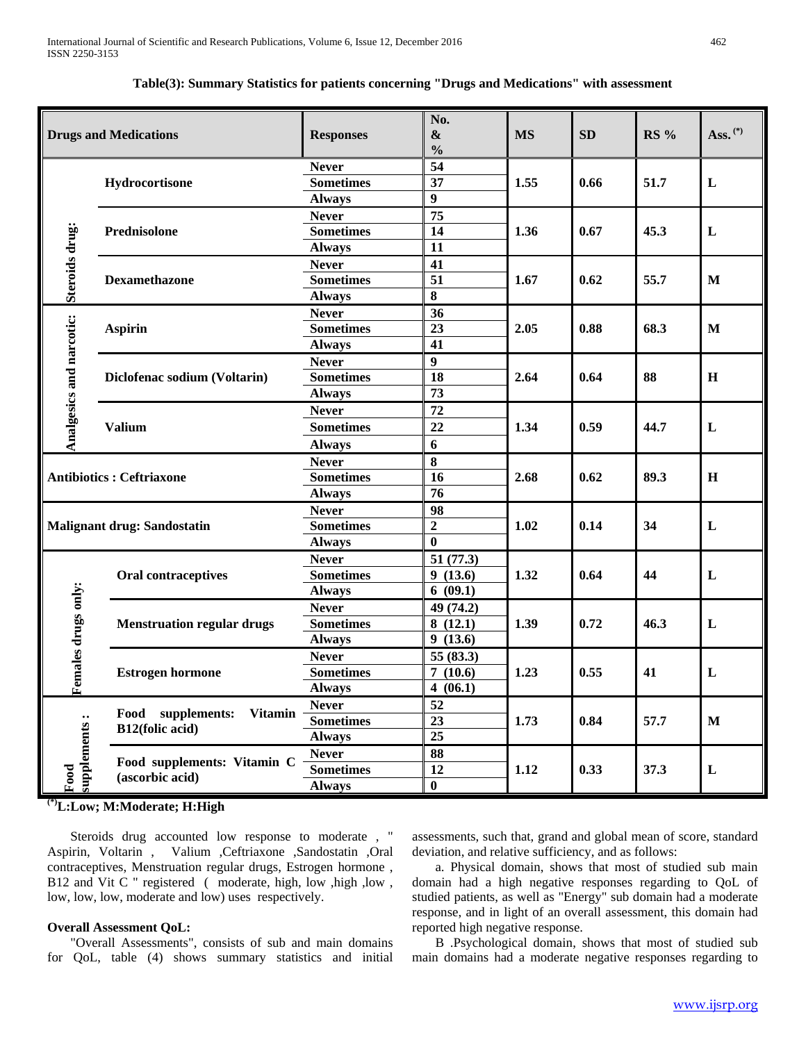**Table(3): Summary Statistics for patients concerning "Drugs and Medications" with assessment**

| Drugs and Medications | | Responses | No. & % | MS | SD | RS % | Ass. (*) |
|---|---|---|---|---|---|---|---|
| Steroids drug: | Hydrocortisone | Never | 54 | 1.55 | 0.66 | 51.7 | L |
| | | Sometimes | 37 | | | | |
| | | Always | 9 | | | | |
| | Prednisolone | Never | 75 | 1.36 | 0.67 | 45.3 | L |
| | | Sometimes | 14 | | | | |
| | | Always | 11 | | | | |
| | Dexamethazone | Never | 41 | 1.67 | 0.62 | 55.7 | M |
| | | Sometimes | 51 | | | | |
| | | Always | 8 | | | | |
| Analgesics and narcotic: | Aspirin | Never | 36 | 2.05 | 0.88 | 68.3 | M |
| | | Sometimes | 23 | | | | |
| | | Always | 41 | | | | |
| | Diclofenac sodium (Voltarin) | Never | 9 | 2.64 | 0.64 | 88 | H |
| | | Sometimes | 18 | | | | |
| | | Always | 73 | | | | |
| | Valium | Never | 72 | 1.34 | 0.59 | 44.7 | L |
| | | Sometimes | 22 | | | | |
| | | Always | 6 | | | | |
| Antibiotics : Ceftriaxone | | Never | 8 | 2.68 | 0.62 | 89.3 | H |
| | | Sometimes | 16 | | | | |
| | | Always | 76 | | | | |
| Malignant drug: Sandostatin | | Never | 98 | 1.02 | 0.14 | 34 | L |
| | | Sometimes | 2 | | | | |
| | | Always | 0 | | | | |
| Females drugs only: | Oral contraceptives | Never | 51 (77.3) | 1.32 | 0.64 | 44 | L |
| | | Sometimes | 9 (13.6) | | | | |
| | | Always | 6 (09.1) | | | | |
| | Menstruation regular drugs | Never | 49 (74.2) | 1.39 | 0.72 | 46.3 | L |
| | | Sometimes | 8 (12.1) | | | | |
| | | Always | 9 (13.6) | | | | |
| | Estrogen hormone | Never | 55 (83.3) | 1.23 | 0.55 | 41 | L |
| | | Sometimes | 7 (10.6) | | | | |
| | | Always | 4 (06.1) | | | | |
| Food supplements : | Food supplements: Vitamin B12(folic acid) | Never | 52 | 1.73 | 0.84 | 57.7 | M |
| | | Sometimes | 23 | | | | |
| | | Always | 25 | | | | |
| | Food supplements: Vitamin C (ascorbic acid) | Never | 88 | 1.12 | 0.33 | 37.3 | L |
| | | Sometimes | 12 | | | | |
| | | Always | 0 | | | | |

(*)L:Low; M:Moderate; H:High

Steroids drug accounted low response to moderate , " Aspirin, Voltarin , Valium ,Ceftriaxone ,Sandostatin ,Oral contraceptives, Menstruation regular drugs, Estrogen hormone , B12 and Vit C " registered ( moderate, high, low ,high ,low , low, low, low, moderate and low) uses respectively.

**Overall Assessment QoL:**

"Overall Assessments", consists of sub and main domains for QoL, table (4) shows summary statistics and initial assessments, such that, grand and global mean of score, standard deviation, and relative sufficiency, and as follows:

a. Physical domain, shows that most of studied sub main domain had a high negative responses regarding to QoL of studied patients, as well as "Energy" sub domain had a moderate response, and in light of an overall assessment, this domain had reported high negative response.

B .Psychological domain, shows that most of studied sub main domains had a moderate negative responses regarding to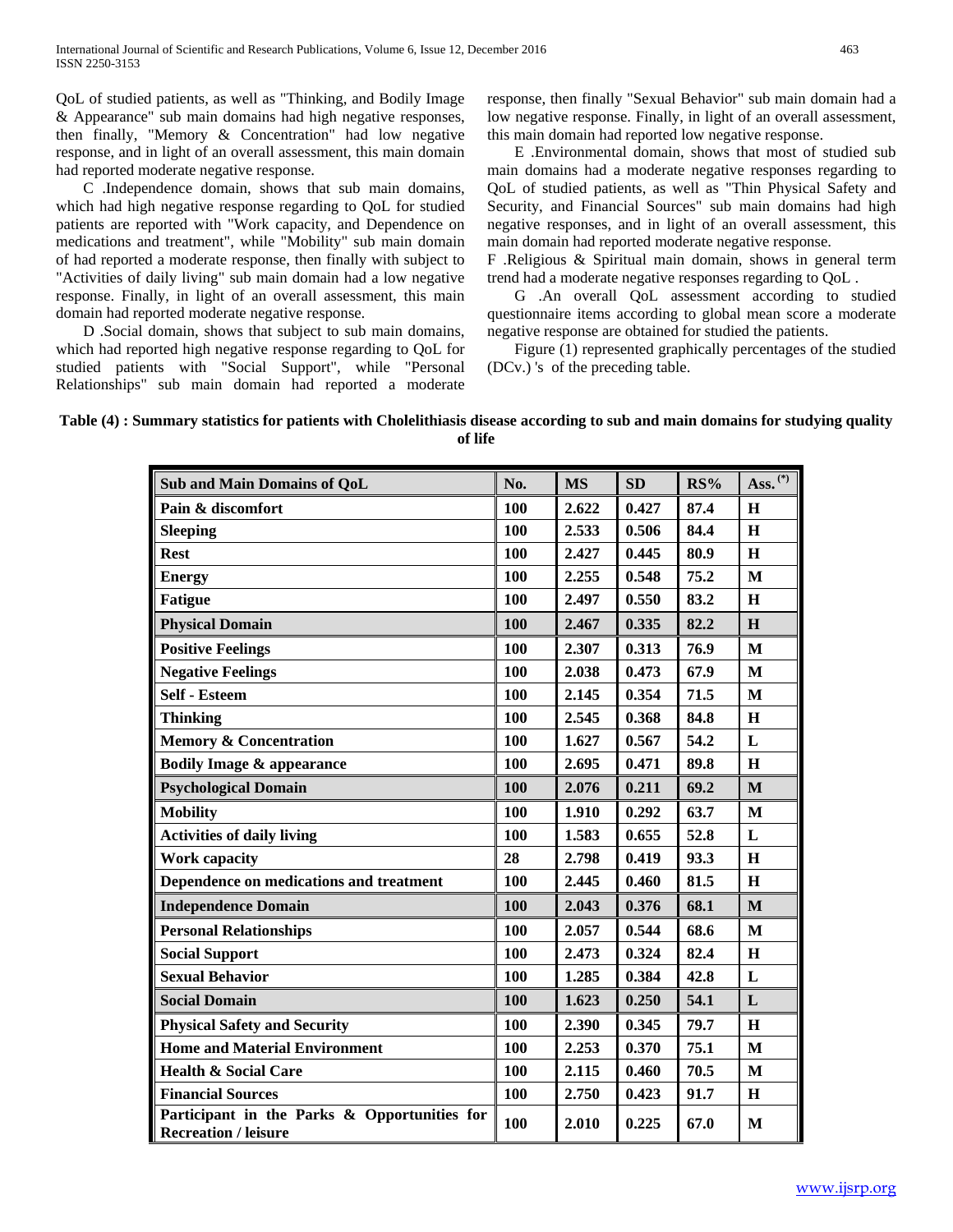QoL of studied patients, as well as "Thinking, and Bodily Image & Appearance" sub main domains had high negative responses, then finally, "Memory & Concentration" had low negative response, and in light of an overall assessment, this main domain had reported moderate negative response.

C .Independence domain, shows that sub main domains, which had high negative response regarding to QoL for studied patients are reported with "Work capacity, and Dependence on medications and treatment", while "Mobility" sub main domain of had reported a moderate response, then finally with subject to "Activities of daily living" sub main domain had a low negative response. Finally, in light of an overall assessment, this main domain had reported moderate negative response.

D .Social domain, shows that subject to sub main domains, which had reported high negative response regarding to QoL for studied patients with "Social Support", while "Personal Relationships" sub main domain had reported a moderate response, then finally "Sexual Behavior" sub main domain had a low negative response. Finally, in light of an overall assessment, this main domain had reported low negative response.

E .Environmental domain, shows that most of studied sub main domains had a moderate negative responses regarding to QoL of studied patients, as well as "Thin Physical Safety and Security, and Financial Sources" sub main domains had high negative responses, and in light of an overall assessment, this main domain had reported moderate negative response.

F .Religious & Spiritual main domain, shows in general term trend had a moderate negative responses regarding to QoL .

G .An overall QoL assessment according to studied questionnaire items according to global mean score a moderate negative response are obtained for studied the patients.

Figure (1) represented graphically percentages of the studied (DCv.) 's of the preceding table.

**Table (4) : Summary statistics for patients with Cholelithiasis disease according to sub and main domains for studying quality of life**

| Sub and Main Domains of QoL | No. | MS | SD | RS% | Ass. (*) |
|---|---|---|---|---|---|
| Pain & discomfort | 100 | 2.622 | 0.427 | 87.4 | H |
| Sleeping | 100 | 2.533 | 0.506 | 84.4 | H |
| Rest | 100 | 2.427 | 0.445 | 80.9 | H |
| Energy | 100 | 2.255 | 0.548 | 75.2 | M |
| Fatigue | 100 | 2.497 | 0.550 | 83.2 | H |
| **Physical Domain** | **100** | **2.467** | **0.335** | **82.2** | **H** |
| Positive Feelings | 100 | 2.307 | 0.313 | 76.9 | M |
| Negative Feelings | 100 | 2.038 | 0.473 | 67.9 | M |
| Self - Esteem | 100 | 2.145 | 0.354 | 71.5 | M |
| Thinking | 100 | 2.545 | 0.368 | 84.8 | H |
| Memory & Concentration | 100 | 1.627 | 0.567 | 54.2 | L |
| Bodily Image & appearance | 100 | 2.695 | 0.471 | 89.8 | H |
| **Psychological Domain** | **100** | **2.076** | **0.211** | **69.2** | **M** |
| Mobility | 100 | 1.910 | 0.292 | 63.7 | M |
| Activities of daily living | 100 | 1.583 | 0.655 | 52.8 | L |
| Work capacity | 28 | 2.798 | 0.419 | 93.3 | H |
| Dependence on medications and treatment | 100 | 2.445 | 0.460 | 81.5 | H |
| **Independence Domain** | **100** | **2.043** | **0.376** | **68.1** | **M** |
| Personal Relationships | 100 | 2.057 | 0.544 | 68.6 | M |
| Social Support | 100 | 2.473 | 0.324 | 82.4 | H |
| Sexual Behavior | 100 | 1.285 | 0.384 | 42.8 | L |
| **Social Domain** | **100** | **1.623** | **0.250** | **54.1** | **L** |
| Physical Safety and Security | 100 | 2.390 | 0.345 | 79.7 | H |
| Home and Material Environment | 100 | 2.253 | 0.370 | 75.1 | M |
| Health & Social Care | 100 | 2.115 | 0.460 | 70.5 | M |
| Financial Sources | 100 | 2.750 | 0.423 | 91.7 | H |
| Participant in the Parks & Opportunities for Recreation / leisure | 100 | 2.010 | 0.225 | 67.0 | M |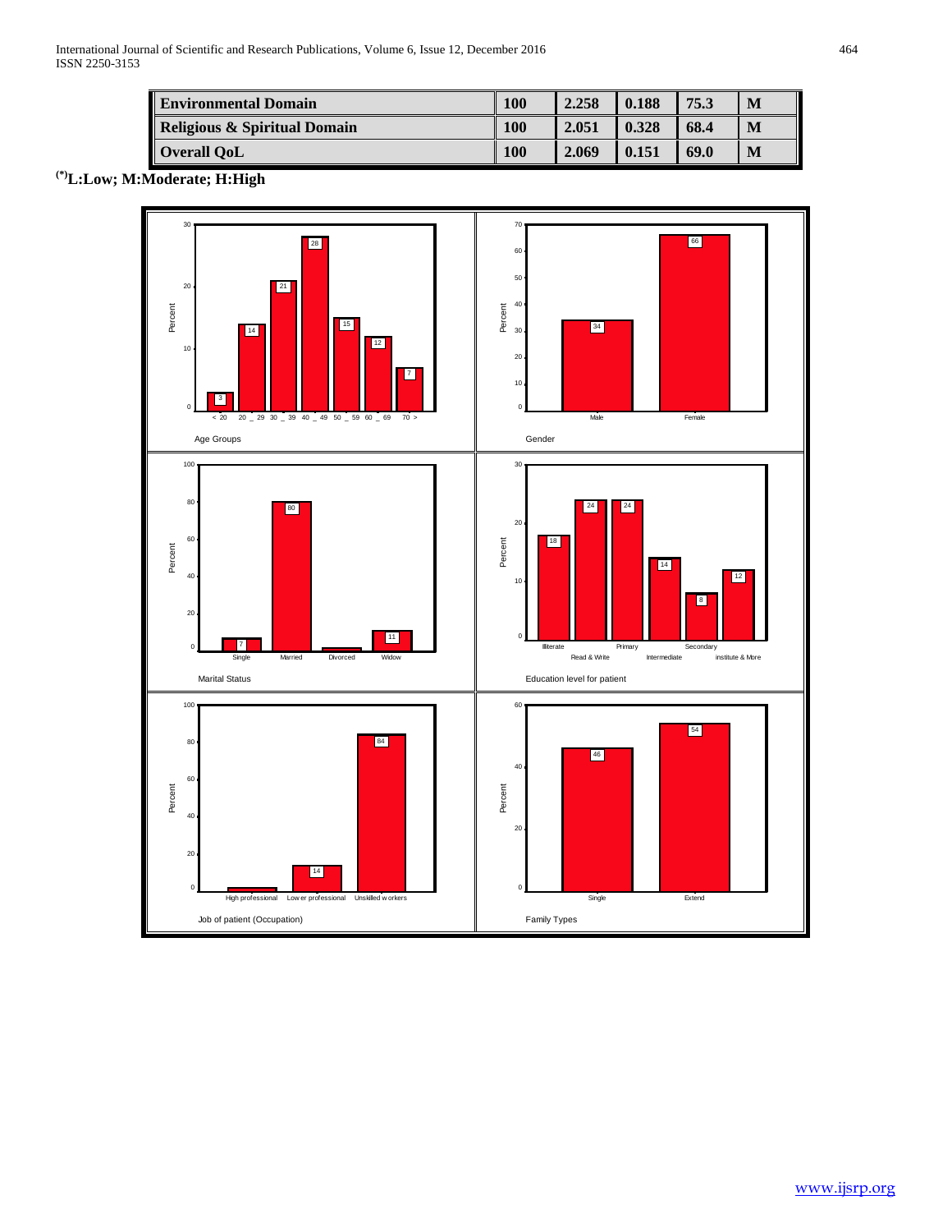| Environmental Domain | 100 | 2.258 | 0.188 | 75.3 | M |
|---|---|---|---|---|---|
| Religious & Spiritual Domain | 100 | 2.051 | 0.328 | 68.4 | M |
| Overall QoL | 100 | 2.069 | 0.151 | 69.0 | M |

**(*)L:Low; M:Moderate; H:High**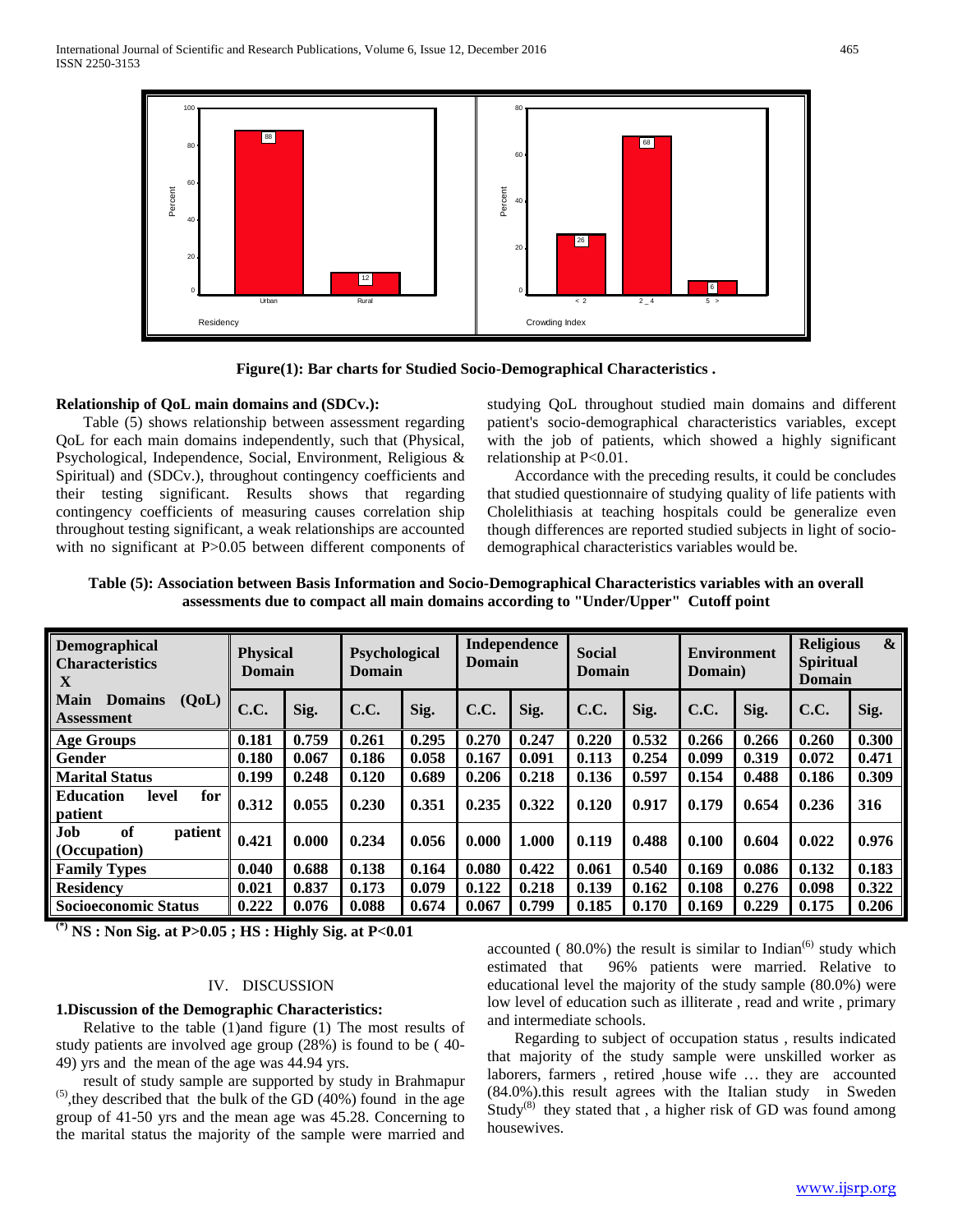Figure(1): Bar charts for Studied Socio-Demographical Characteristics .

**Relationship of QoL main domains and (SDCv.):**

Table (5) shows relationship between assessment regarding QoL for each main domains independently, such that (Physical, Psychological, Independence, Social, Environment, Religious & Spiritual) and (SDCv.), throughout contingency coefficients and their testing significant. Results shows that regarding contingency coefficients of measuring causes correlation ship throughout testing significant, a weak relationships are accounted with no significant at P>0.05 between different components of studying QoL throughout studied main domains and different patient's socio-demographical characteristics variables, except with the job of patients, which showed a highly significant relationship at P<0.01.

Accordance with the preceding results, it could be concludes that studied questionnaire of studying quality of life patients with Cholelithiasis at teaching hospitals could be generalize even though differences are reported studied subjects in light of socio-demographical characteristics variables would be.

**Table (5): Association between Basis Information and Socio-Demographical Characteristics variables with an overall assessments due to compact all main domains according to "Under/Upper" Cutoff point**

| Demographical Characteristics X | Physical Domain | | Psychological Domain | | Independence Domain | | Social Domain | | Environment Domain) | | Religious & Spiritual Domain | |
|---|---|---|---|---|---|---|---|---|---|---|---|---|
| Main Domains (QoL) Assessment | C.C. | Sig. | C.C. | Sig. | C.C. | Sig. | C.C. | Sig. | C.C. | Sig. | C.C. | Sig. |
| Age Groups | 0.181 | 0.759 | 0.261 | 0.295 | 0.270 | 0.247 | 0.220 | 0.532 | 0.266 | 0.266 | 0.260 | 0.300 |
| Gender | 0.180 | 0.067 | 0.186 | 0.058 | 0.167 | 0.091 | 0.113 | 0.254 | 0.099 | 0.319 | 0.072 | 0.471 |
| Marital Status | 0.199 | 0.248 | 0.120 | 0.689 | 0.206 | 0.218 | 0.136 | 0.597 | 0.154 | 0.488 | 0.186 | 0.309 |
| Education level for patient | 0.312 | 0.055 | 0.230 | 0.351 | 0.235 | 0.322 | 0.120 | 0.917 | 0.179 | 0.654 | 0.236 | 316 |
| Job of patient (Occupation) | 0.421 | 0.000 | 0.234 | 0.056 | 0.000 | 1.000 | 0.119 | 0.488 | 0.100 | 0.604 | 0.022 | 0.976 |
| Family Types | 0.040 | 0.688 | 0.138 | 0.164 | 0.080 | 0.422 | 0.061 | 0.540 | 0.169 | 0.086 | 0.132 | 0.183 |
| Residency | 0.021 | 0.837 | 0.173 | 0.079 | 0.122 | 0.218 | 0.139 | 0.162 | 0.108 | 0.276 | 0.098 | 0.322 |
| Socioeconomic Status | 0.222 | 0.076 | 0.088 | 0.674 | 0.067 | 0.799 | 0.185 | 0.170 | 0.169 | 0.229 | 0.175 | 0.206 |

(*) NS : Non Sig. at P>0.05 ; HS : Highly Sig. at P<0.01

## IV. DISCUSSION

**1.Discussion of the Demographic Characteristics:**

Relative to the table (1)and figure (1) The most results of study patients are involved age group (28%) is found to be ( 40-49) yrs and the mean of the age was 44.94 yrs.

result of study sample are supported by study in Brahmapur [5],they described that the bulk of the GD (40%) found in the age group of 41-50 yrs and the mean age was 45.28. Concerning to the marital status the majority of the sample were married and accounted ( 80.0%) the result is similar to Indian[6] study which estimated that 96% patients were married. Relative to educational level the majority of the study sample (80.0%) were low level of education such as illiterate , read and write , primary and intermediate schools.

Regarding to subject of occupation status , results indicated that majority of the study sample were unskilled worker as laborers, farmers , retired ,house wife … they are accounted (84.0%).this result agrees with the Italian study in Sweden Study[8] they stated that , a higher risk of GD was found among housewives.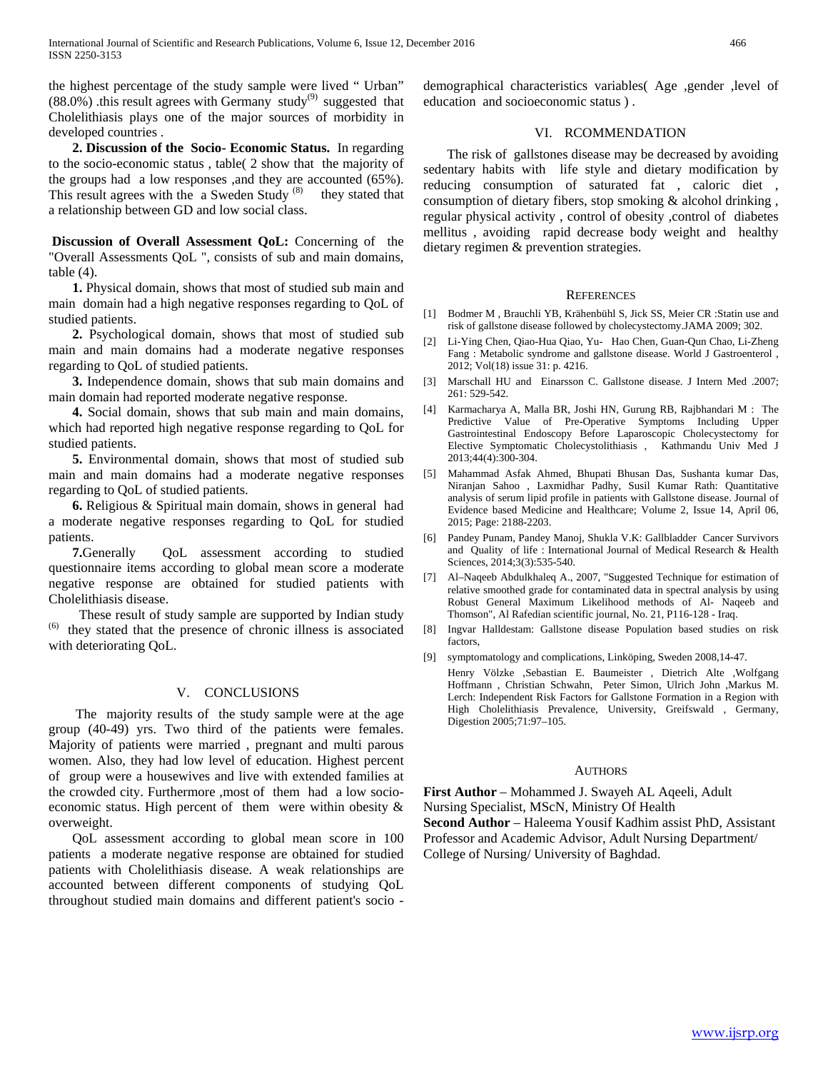the highest percentage of the study sample were lived " Urban" (88.0%) .this result agrees with Germany study[9] suggested that Cholelithiasis plays one of the major sources of morbidity in developed countries .

**2. Discussion of the Socio- Economic Status.** In regarding to the socio-economic status , table( 2 show that the majority of the groups had a low responses ,and they are accounted (65%). This result agrees with the a Sweden Study [8] they stated that a relationship between GD and low social class.

**Discussion of Overall Assessment QoL:** Concerning of the "Overall Assessments QoL ", consists of sub and main domains, table (4).

**1.** Physical domain, shows that most of studied sub main and main domain had a high negative responses regarding to QoL of studied patients.

**2.** Psychological domain, shows that most of studied sub main and main domains had a moderate negative responses regarding to QoL of studied patients.

**3.** Independence domain, shows that sub main domains and main domain had reported moderate negative response.

**4.** Social domain, shows that sub main and main domains, which had reported high negative response regarding to QoL for studied patients.

**5.** Environmental domain, shows that most of studied sub main and main domains had a moderate negative responses regarding to QoL of studied patients.

**6.** Religious & Spiritual main domain, shows in general had a moderate negative responses regarding to QoL for studied patients.

**7.**Generally QoL assessment according to studied questionnaire items according to global mean score a moderate negative response are obtained for studied patients with Cholelithiasis disease.

These result of study sample are supported by Indian study [6] they stated that the presence of chronic illness is associated with deteriorating QoL.

## V. CONCLUSIONS

The majority results of the study sample were at the age group (40-49) yrs. Two third of the patients were females. Majority of patients were married , pregnant and multi parous women. Also, they had low level of education. Highest percent of group were a housewives and live with extended families at the crowded city. Furthermore ,most of them had a low socio-economic status. High percent of them were within obesity & overweight.

QoL assessment according to global mean score in 100 patients a moderate negative response are obtained for studied patients with Cholelithiasis disease. A weak relationships are accounted between different components of studying QoL throughout studied main domains and different patient's socio - demographical characteristics variables( Age ,gender ,level of education and socioeconomic status ) .

## VI. RCOMMENDATION

The risk of gallstones disease may be decreased by avoiding sedentary habits with life style and dietary modification by reducing consumption of saturated fat , caloric diet , consumption of dietary fibers, stop smoking & alcohol drinking , regular physical activity , control of obesity ,control of diabetes mellitus , avoiding rapid decrease body weight and healthy dietary regimen & prevention strategies.

## REFERENCES

[1] Bodmer M , Brauchli YB, Krähenbühl S, Jick SS, Meier CR :Statin use and risk of gallstone disease followed by cholecystectomy.JAMA 2009; 302.

[2] Li-Ying Chen, Qiao-Hua Qiao, Yu- Hao Chen, Guan-Qun Chao, Li-Zheng Fang : Metabolic syndrome and gallstone disease. World J Gastroenterol , 2012; Vol(18) issue 31: p. 4216.

[3] Marschall HU and Einarsson C. Gallstone disease. J Intern Med .2007; 261: 529-542.

[4] Karmacharya A, Malla BR, Joshi HN, Gurung RB, Rajbhandari M : The Predictive Value of Pre-Operative Symptoms Including Upper Gastrointestinal Endoscopy Before Laparoscopic Cholecystectomy for Elective Symptomatic Cholecystolithiasis , Kathmandu Univ Med J 2013;44(4):300-304.

[5] Mahammad Asfak Ahmed, Bhupati Bhusan Das, Sushanta kumar Das, Niranjan Sahoo , Laxmidhar Padhy, Susil Kumar Rath: Quantitative analysis of serum lipid profile in patients with Gallstone disease. Journal of Evidence based Medicine and Healthcare; Volume 2, Issue 14, April 06, 2015; Page: 2188-2203.

[6] Pandey Punam, Pandey Manoj, Shukla V.K: Gallbladder Cancer Survivors and Quality of life : International Journal of Medical Research & Health Sciences, 2014;3(3):535-540.

[7] Al–Naqeeb Abdulkhaleq A., 2007, "Suggested Technique for estimation of relative smoothed grade for contaminated data in spectral analysis by using Robust General Maximum Likelihood methods of Al- Naqeeb and Thomson", Al Rafedian scientific journal, No. 21, P116-128 - Iraq.

[8] Ingvar Halldestam: Gallstone disease Population based studies on risk factors,

[9] symptomatology and complications, Linköping, Sweden 2008,14-47.

Henry Völzke ,Sebastian E. Baumeister , Dietrich Alte ,Wolfgang Hoffmann , Christian Schwahn, Peter Simon, Ulrich John ,Markus M. Lerch: Independent Risk Factors for Gallstone Formation in a Region with High Cholelithiasis Prevalence, University, Greifswald , Germany, Digestion 2005;71:97–105.

## AUTHORS

**First Author** – Mohammed J. Swayeh AL Aqeeli, Adult Nursing Specialist, MScN, Ministry Of Health

**Second Author** – Haleema Yousif Kadhim assist PhD, Assistant Professor and Academic Advisor, Adult Nursing Department/ College of Nursing/ University of Baghdad.